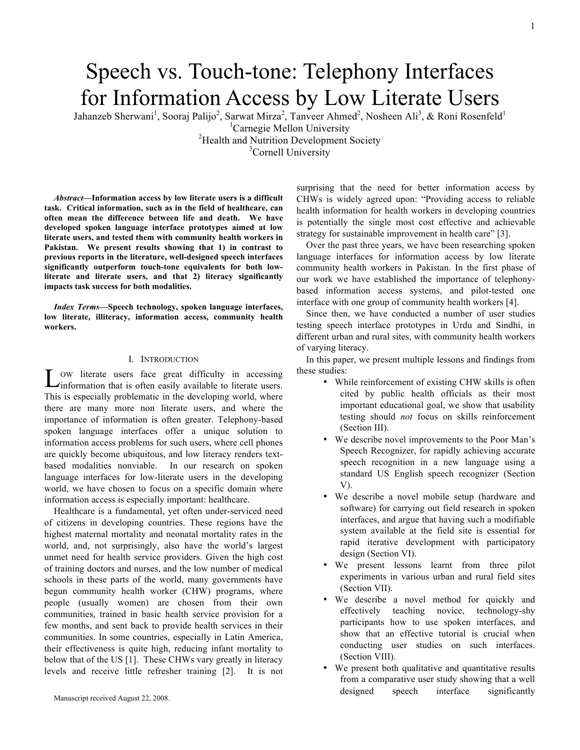# Speech vs. Touch-tone: Telephony Interfaces for Information Access by Low Literate Users

Jahanzeb Sherwani[1], Sooraj Palijo[2], Sarwat Mirza[2], Tanveer Ahmed[2], Nosheen Ali[3], & Roni Rosenfeld[1]

[1]Carnegie Mellon University

[2]Health and Nutrition Development Society

[3]Cornell University

***Abstract*—Information access by low literate users is a difficult task. Critical information, such as in the field of healthcare, can often mean the difference between life and death. We have developed spoken language interface prototypes aimed at low literate users, and tested them with community health workers in Pakistan. We present results showing that 1) in contrast to previous reports in the literature, well-designed speech interfaces significantly outperform touch-tone equivalents for both low-literate and literate users, and that 2) literacy significantly impacts task success for both modalities.**

***Index Terms*—Speech technology, spoken language interfaces, low literate, illiteracy, information access, community health workers.**

## I. Introduction

Low literate users face great difficulty in accessing information that is often easily available to literate users. This is especially problematic in the developing world, where there are many more non literate users, and where the importance of information is often greater. Telephony-based spoken language interfaces offer a unique solution to information access problems for such users, where cell phones are quickly become ubiquitous, and low literacy renders text-based modalities nonviable. In our research on spoken language interfaces for low-literate users in the developing world, we have chosen to focus on a specific domain where information access is especially important: healthcare.

Healthcare is a fundamental, yet often under-serviced need of citizens in developing countries. These regions have the highest maternal mortality and neonatal mortality rates in the world, and, not surprisingly, also have the world's largest unmet need for health service providers. Given the high cost of training doctors and nurses, and the low number of medical schools in these parts of the world, many governments have begun community health worker (CHW) programs, where people (usually women) are chosen from their own communities, trained in basic health service provision for a few months, and sent back to provide health services in their communities. In some countries, especially in Latin America, their effectiveness is quite high, reducing infant mortality to below that of the US [1]. These CHWs vary greatly in literacy levels and receive little refresher training [2]. It is not surprising that the need for better information access by CHWs is widely agreed upon: "Providing access to reliable health information for health workers in developing countries is potentially the single most cost effective and achievable strategy for sustainable improvement in health care" [3].

Over the past three years, we have been researching spoken language interfaces for information access by low literate community health workers in Pakistan. In the first phase of our work we have established the importance of telephony-based information access systems, and pilot-tested one interface with one group of community health workers [4].

Since then, we have conducted a number of user studies testing speech interface prototypes in Urdu and Sindhi, in different urban and rural sites, with community health workers of varying literacy.

In this paper, we present multiple lessons and findings from these studies:

- While reinforcement of existing CHW skills is often cited by public health officials as their most important educational goal, we show that usability testing should *not* focus on skills reinforcement (Section III).
- We describe novel improvements to the Poor Man's Speech Recognizer, for rapidly achieving accurate speech recognition in a new language using a standard US English speech recognizer (Section V).
- We describe a novel mobile setup (hardware and software) for carrying out field research in spoken interfaces, and argue that having such a modifiable system available at the field site is essential for rapid iterative development with participatory design (Section VI).
- We present lessons learnt from three pilot experiments in various urban and rural field sites (Section VII).
- We describe a novel method for quickly and effectively teaching novice, technology-shy participants how to use spoken interfaces, and show that an effective tutorial is crucial when conducting user studies on such interfaces. (Section VIII).
- We present both qualitative and quantitative results from a comparative user study showing that a well designed speech interface significantly

Manuscript received August 22, 2008.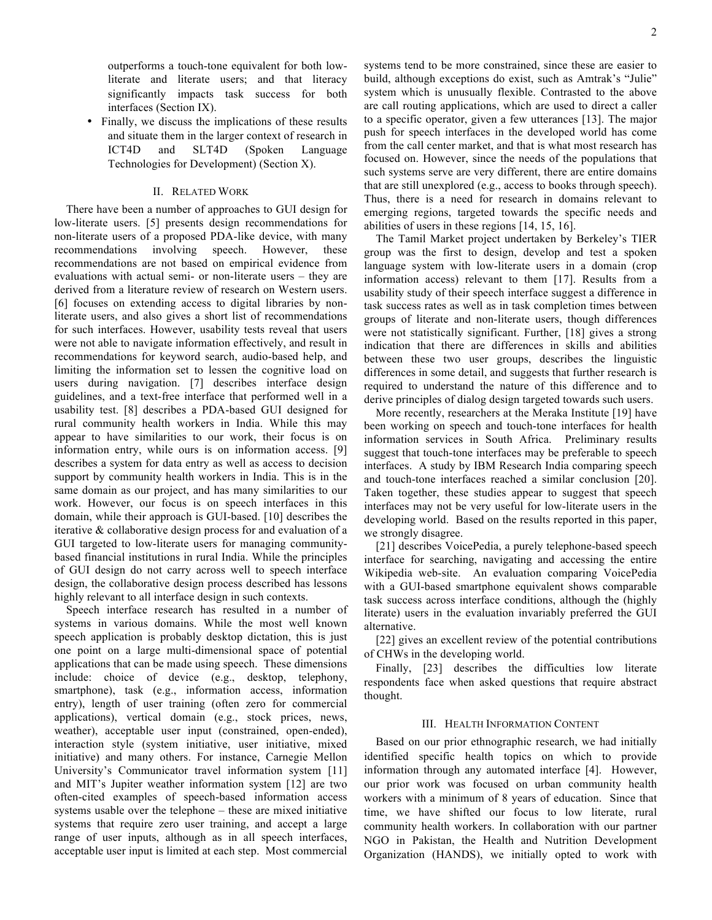outperforms a touch-tone equivalent for both low-literate and literate users; and that literacy significantly impacts task success for both interfaces (Section IX).

- Finally, we discuss the implications of these results and situate them in the larger context of research in ICT4D and SLT4D (Spoken Language Technologies for Development) (Section X).

## II. Related Work

There have been a number of approaches to GUI design for low-literate users. [5] presents design recommendations for non-literate users of a proposed PDA-like device, with many recommendations involving speech. However, these recommendations are not based on empirical evidence from evaluations with actual semi- or non-literate users – they are derived from a literature review of research on Western users. [6] focuses on extending access to digital libraries by non-literate users, and also gives a short list of recommendations for such interfaces. However, usability tests reveal that users were not able to navigate information effectively, and result in recommendations for keyword search, audio-based help, and limiting the information set to lessen the cognitive load on users during navigation. [7] describes interface design guidelines, and a text-free interface that performed well in a usability test. [8] describes a PDA-based GUI designed for rural community health workers in India. While this may appear to have similarities to our work, their focus is on information entry, while ours is on information access. [9] describes a system for data entry as well as access to decision support by community health workers in India. This is in the same domain as our project, and has many similarities to our work. However, our focus is on speech interfaces in this domain, while their approach is GUI-based. [10] describes the iterative & collaborative design process for and evaluation of a GUI targeted to low-literate users for managing community-based financial institutions in rural India. While the principles of GUI design do not carry across well to speech interface design, the collaborative design process described has lessons highly relevant to all interface design in such contexts.

Speech interface research has resulted in a number of systems in various domains. While the most well known speech application is probably desktop dictation, this is just one point on a large multi-dimensional space of potential applications that can be made using speech. These dimensions include: choice of device (e.g., desktop, telephony, smartphone), task (e.g., information access, information entry), length of user training (often zero for commercial applications), vertical domain (e.g., stock prices, news, weather), acceptable user input (constrained, open-ended), interaction style (system initiative, user initiative, mixed initiative) and many others. For instance, Carnegie Mellon University's Communicator travel information system [11] and MIT's Jupiter weather information system [12] are two often-cited examples of speech-based information access systems usable over the telephone – these are mixed initiative systems that require zero user training, and accept a large range of user inputs, although as in all speech interfaces, acceptable user input is limited at each step. Most commercial systems tend to be more constrained, since these are easier to build, although exceptions do exist, such as Amtrak's "Julie" system which is unusually flexible. Contrasted to the above are call routing applications, which are used to direct a caller to a specific operator, given a few utterances [13]. The major push for speech interfaces in the developed world has come from the call center market, and that is what most research has focused on. However, since the needs of the populations that such systems serve are very different, there are entire domains that are still unexplored (e.g., access to books through speech). Thus, there is a need for research in domains relevant to emerging regions, targeted towards the specific needs and abilities of users in these regions [14, 15, 16].

The Tamil Market project undertaken by Berkeley's TIER group was the first to design, develop and test a spoken language system with low-literate users in a domain (crop information access) relevant to them [17]. Results from a usability study of their speech interface suggest a difference in task success rates as well as in task completion times between groups of literate and non-literate users, though differences were not statistically significant. Further, [18] gives a strong indication that there are differences in skills and abilities between these two user groups, describes the linguistic differences in some detail, and suggests that further research is required to understand the nature of this difference and to derive principles of dialog design targeted towards such users.

More recently, researchers at the Meraka Institute [19] have been working on speech and touch-tone interfaces for health information services in South Africa. Preliminary results suggest that touch-tone interfaces may be preferable to speech interfaces. A study by IBM Research India comparing speech and touch-tone interfaces reached a similar conclusion [20]. Taken together, these studies appear to suggest that speech interfaces may not be very useful for low-literate users in the developing world. Based on the results reported in this paper, we strongly disagree.

[21] describes VoicePedia, a purely telephone-based speech interface for searching, navigating and accessing the entire Wikipedia web-site. An evaluation comparing VoicePedia with a GUI-based smartphone equivalent shows comparable task success across interface conditions, although the (highly literate) users in the evaluation invariably preferred the GUI alternative.

[22] gives an excellent review of the potential contributions of CHWs in the developing world.

Finally, [23] describes the difficulties low literate respondents face when asked questions that require abstract thought.

## III. Health Information Content

Based on our prior ethnographic research, we had initially identified specific health topics on which to provide information through any automated interface [4]. However, our prior work was focused on urban community health workers with a minimum of 8 years of education. Since that time, we have shifted our focus to low literate, rural community health workers. In collaboration with our partner NGO in Pakistan, the Health and Nutrition Development Organization (HANDS), we initially opted to work with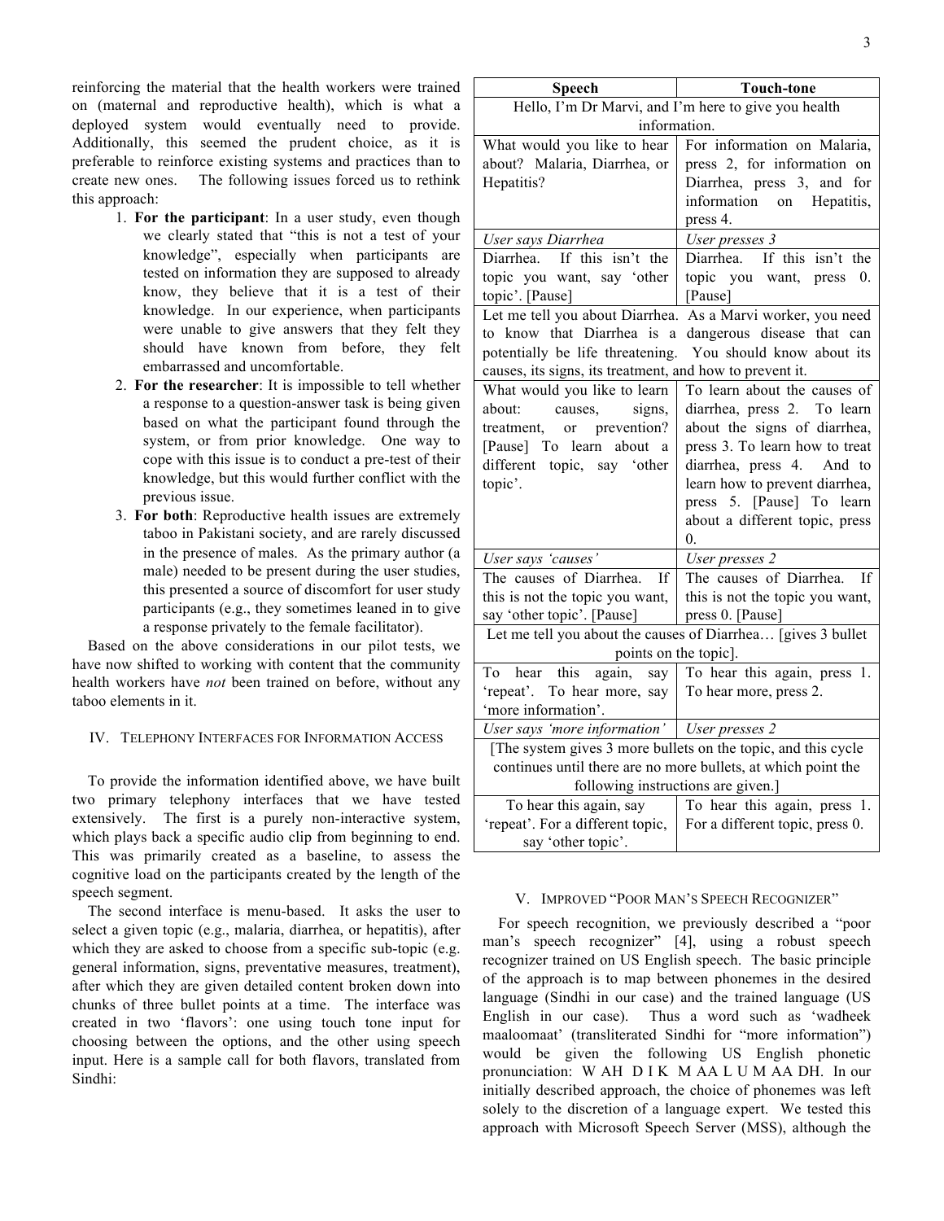reinforcing the material that the health workers were trained on (maternal and reproductive health), which is what a deployed system would eventually need to provide. Additionally, this seemed the prudent choice, as it is preferable to reinforce existing systems and practices than to create new ones. The following issues forced us to rethink this approach:

1. **For the participant**: In a user study, even though we clearly stated that "this is not a test of your knowledge", especially when participants are tested on information they are supposed to already know, they believe that it is a test of their knowledge. In our experience, when participants were unable to give answers that they felt they should have known from before, they felt embarrassed and uncomfortable.
2. **For the researcher**: It is impossible to tell whether a response to a question-answer task is being given based on what the participant found through the system, or from prior knowledge. One way to cope with this issue is to conduct a pre-test of their knowledge, but this would further conflict with the previous issue.
3. **For both**: Reproductive health issues are extremely taboo in Pakistani society, and are rarely discussed in the presence of males. As the primary author (a male) needed to be present during the user studies, this presented a source of discomfort for user study participants (e.g., they sometimes leaned in to give a response privately to the female facilitator).

Based on the above considerations in our pilot tests, we have now shifted to working with content that the community health workers have *not* been trained on before, without any taboo elements in it.

## IV. Telephony Interfaces for Information Access

To provide the information identified above, we have built two primary telephony interfaces that we have tested extensively. The first is a purely non-interactive system, which plays back a specific audio clip from beginning to end. This was primarily created as a baseline, to assess the cognitive load on the participants created by the length of the speech segment.

The second interface is menu-based. It asks the user to select a given topic (e.g., malaria, diarrhea, or hepatitis), after which they are asked to choose from a specific sub-topic (e.g. general information, signs, preventative measures, treatment), after which they are given detailed content broken down into chunks of three bullet points at a time. The interface was created in two 'flavors': one using touch tone input for choosing between the options, and the other using speech input. Here is a sample call for both flavors, translated from Sindhi:

| **Speech** | **Touch-tone** |
|---|---|
| Hello, I'm Dr Marvi, and I'm here to give you health information. | |
| What would you like to hear about? Malaria, Diarrhea, or Hepatitis? | For information on Malaria, press 2, for information on Diarrhea, press 3, and for information on Hepatitis, press 4. |
| *User says Diarrhea* | *User presses 3* |
| Diarrhea. If this isn't the topic you want, say 'other topic'. [Pause] | Diarrhea. If this isn't the topic you want, press 0. [Pause] |
| Let me tell you about Diarrhea. As a Marvi worker, you need to know that Diarrhea is a dangerous disease that can potentially be life threatening. You should know about its causes, its signs, its treatment, and how to prevent it. | |
| What would you like to learn about: causes, signs, treatment, or prevention? [Pause] To learn about a different topic, say 'other topic'. | To learn about the causes of diarrhea, press 2. To learn about the signs of diarrhea, press 3. To learn how to treat diarrhea, press 4. And to learn how to prevent diarrhea, press 5. [Pause] To learn about a different topic, press 0. |
| *User says 'causes'* | *User presses 2* |
| The causes of Diarrhea. If this is not the topic you want, say 'other topic'. [Pause] | The causes of Diarrhea. If this is not the topic you want, press 0. [Pause] |
| Let me tell you about the causes of Diarrhea… [gives 3 bullet points on the topic]. | |
| To hear this again, say 'repeat'. To hear more, say 'more information'. | To hear this again, press 1. To hear more, press 2. |
| *User says 'more information'* | *User presses 2* |
| [The system gives 3 more bullets on the topic, and this cycle continues until there are no more bullets, at which point the following instructions are given.] | |
| To hear this again, say 'repeat'. For a different topic, say 'other topic'. | To hear this again, press 1. For a different topic, press 0. |

## V. Improved "Poor Man's Speech Recognizer"

For speech recognition, we previously described a "poor man's speech recognizer" [4], using a robust speech recognizer trained on US English speech. The basic principle of the approach is to map between phonemes in the desired language (Sindhi in our case) and the trained language (US English in our case). Thus a word such as 'wadheek maaloomaat' (transliterated Sindhi for "more information") would be given the following US English phonetic pronunciation: W AH D I K M AA L U M AA DH. In our initially described approach, the choice of phonemes was left solely to the discretion of a language expert. We tested this approach with Microsoft Speech Server (MSS), although the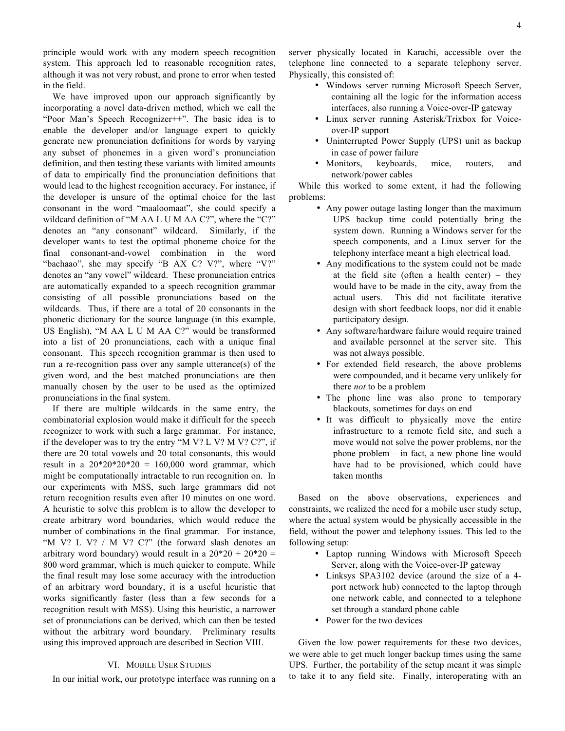principle would work with any modern speech recognition system. This approach led to reasonable recognition rates, although it was not very robust, and prone to error when tested in the field.

We have improved upon our approach significantly by incorporating a novel data-driven method, which we call the "Poor Man's Speech Recognizer++". The basic idea is to enable the developer and/or language expert to quickly generate new pronunciation definitions for words by varying any subset of phonemes in a given word's pronunciation definition, and then testing these variants with limited amounts of data to empirically find the pronunciation definitions that would lead to the highest recognition accuracy. For instance, if the developer is unsure of the optimal choice for the last consonant in the word "maaloomaat", she could specify a wildcard definition of "M AA L U M AA C?", where the "C?" denotes an "any consonant" wildcard. Similarly, if the developer wants to test the optimal phoneme choice for the final consonant-and-vowel combination in the word "bachaao", she may specify "B AX C? V?", where "V?" denotes an "any vowel" wildcard. These pronunciation entries are automatically expanded to a speech recognition grammar consisting of all possible pronunciations based on the wildcards. Thus, if there are a total of 20 consonants in the phonetic dictionary for the source language (in this example, US English), "M AA L U M AA C?" would be transformed into a list of 20 pronunciations, each with a unique final consonant. This speech recognition grammar is then used to run a re-recognition pass over any sample utterance(s) of the given word, and the best matched pronunciations are then manually chosen by the user to be used as the optimized pronunciations in the final system.

If there are multiple wildcards in the same entry, the combinatorial explosion would make it difficult for the speech recognizer to work with such a large grammar. For instance, if the developer was to try the entry "M V? L V? M V? C?", if there are 20 total vowels and 20 total consonants, this would result in a 20\*20\*20\*20 = 160,000 word grammar, which might be computationally intractable to run recognition on. In our experiments with MSS, such large grammars did not return recognition results even after 10 minutes on one word. A heuristic to solve this problem is to allow the developer to create arbitrary word boundaries, which would reduce the number of combinations in the final grammar. For instance, "M V? L V? / M V? C?" (the forward slash denotes an arbitrary word boundary) would result in a 20\*20 + 20\*20 = 800 word grammar, which is much quicker to compute. While the final result may lose some accuracy with the introduction of an arbitrary word boundary, it is a useful heuristic that works significantly faster (less than a few seconds for a recognition result with MSS). Using this heuristic, a narrower set of pronunciations can be derived, which can then be tested without the arbitrary word boundary. Preliminary results using this improved approach are described in Section VIII.

## VI. Mobile User Studies

In our initial work, our prototype interface was running on a server physically located in Karachi, accessible over the telephone line connected to a separate telephony server. Physically, this consisted of:

- Windows server running Microsoft Speech Server, containing all the logic for the information access interfaces, also running a Voice-over-IP gateway
- Linux server running Asterisk/Trixbox for Voice-over-IP support
- Uninterrupted Power Supply (UPS) unit as backup in case of power failure
- Monitors, keyboards, mice, routers, and network/power cables

While this worked to some extent, it had the following problems:

- Any power outage lasting longer than the maximum UPS backup time could potentially bring the system down. Running a Windows server for the speech components, and a Linux server for the telephony interface meant a high electrical load.
- Any modifications to the system could not be made at the field site (often a health center) – they would have to be made in the city, away from the actual users. This did not facilitate iterative design with short feedback loops, nor did it enable participatory design.
- Any software/hardware failure would require trained and available personnel at the server site. This was not always possible.
- For extended field research, the above problems were compounded, and it became very unlikely for there *not* to be a problem
- The phone line was also prone to temporary blackouts, sometimes for days on end
- It was difficult to physically move the entire infrastructure to a remote field site, and such a move would not solve the power problems, nor the phone problem – in fact, a new phone line would have had to be provisioned, which could have taken months

Based on the above observations, experiences and constraints, we realized the need for a mobile user study setup, where the actual system would be physically accessible in the field, without the power and telephony issues. This led to the following setup:

- Laptop running Windows with Microsoft Speech Server, along with the Voice-over-IP gateway
- Linksys SPA3102 device (around the size of a 4-port network hub) connected to the laptop through one network cable, and connected to a telephone set through a standard phone cable
- Power for the two devices

Given the low power requirements for these two devices, we were able to get much longer backup times using the same UPS. Further, the portability of the setup meant it was simple to take it to any field site. Finally, interoperating with an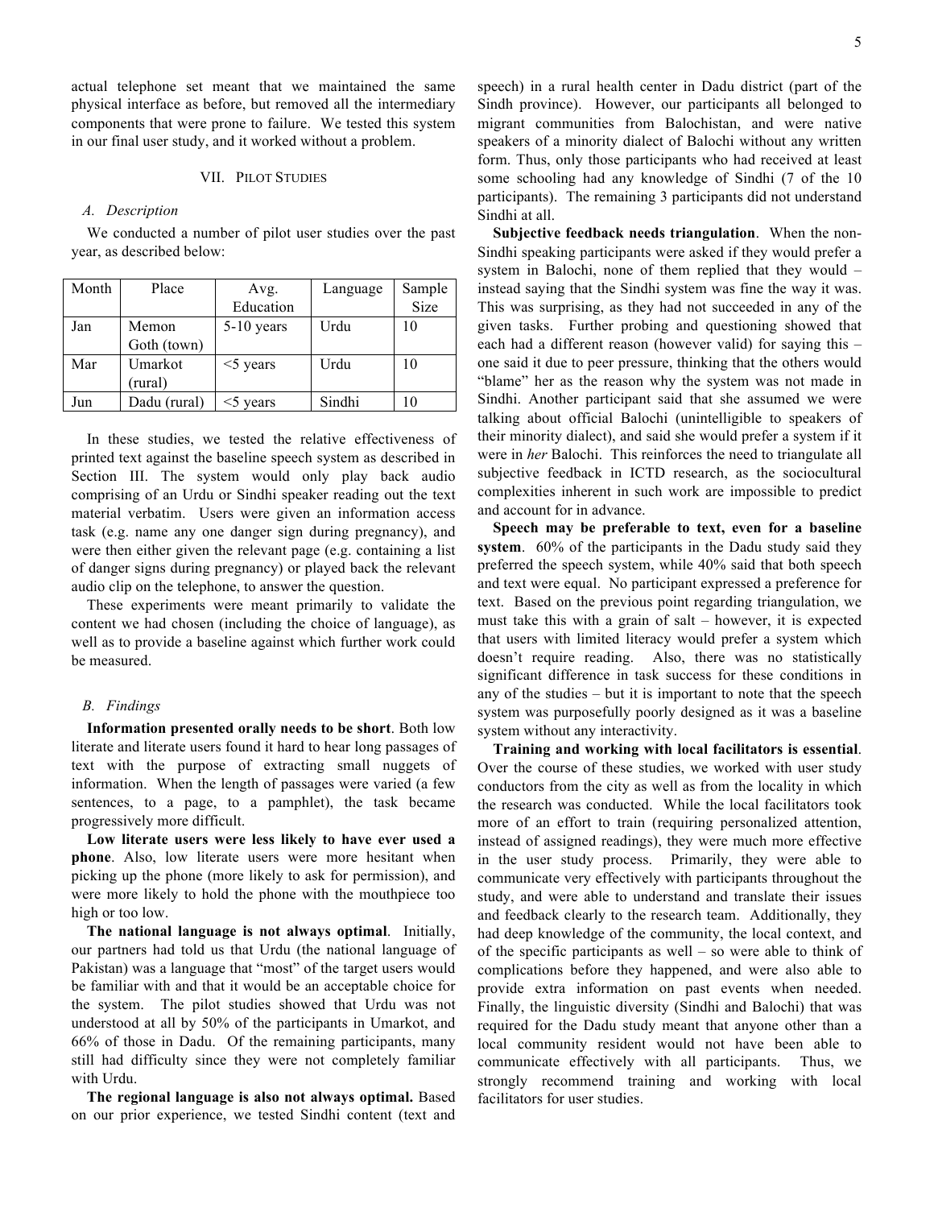actual telephone set meant that we maintained the same physical interface as before, but removed all the intermediary components that were prone to failure. We tested this system in our final user study, and it worked without a problem.

## VII. Pilot Studies

### A. Description

We conducted a number of pilot user studies over the past year, as described below:

| Month | Place | Avg. Education | Language | Sample Size |
|---|---|---|---|---|
| Jan | Memon Goth (town) | 5-10 years | Urdu | 10 |
| Mar | Umarkot (rural) | <5 years | Urdu | 10 |
| Jun | Dadu (rural) | <5 years | Sindhi | 10 |

In these studies, we tested the relative effectiveness of printed text against the baseline speech system as described in Section III. The system would only play back audio comprising of an Urdu or Sindhi speaker reading out the text material verbatim. Users were given an information access task (e.g. name any one danger sign during pregnancy), and were then either given the relevant page (e.g. containing a list of danger signs during pregnancy) or played back the relevant audio clip on the telephone, to answer the question.

These experiments were meant primarily to validate the content we had chosen (including the choice of language), as well as to provide a baseline against which further work could be measured.

### B. Findings

**Information presented orally needs to be short**. Both low literate and literate users found it hard to hear long passages of text with the purpose of extracting small nuggets of information. When the length of passages were varied (a few sentences, to a page, to a pamphlet), the task became progressively more difficult.

**Low literate users were less likely to have ever used a phone**. Also, low literate users were more hesitant when picking up the phone (more likely to ask for permission), and were more likely to hold the phone with the mouthpiece too high or too low.

**The national language is not always optimal**. Initially, our partners had told us that Urdu (the national language of Pakistan) was a language that "most" of the target users would be familiar with and that it would be an acceptable choice for the system. The pilot studies showed that Urdu was not understood at all by 50% of the participants in Umarkot, and 66% of those in Dadu. Of the remaining participants, many still had difficulty since they were not completely familiar with Urdu.

**The regional language is also not always optimal.** Based on our prior experience, we tested Sindhi content (text and speech) in a rural health center in Dadu district (part of the Sindh province). However, our participants all belonged to migrant communities from Balochistan, and were native speakers of a minority dialect of Balochi without any written form. Thus, only those participants who had received at least some schooling had any knowledge of Sindhi (7 of the 10 participants). The remaining 3 participants did not understand Sindhi at all.

**Subjective feedback needs triangulation**. When the non-Sindhi speaking participants were asked if they would prefer a system in Balochi, none of them replied that they would – instead saying that the Sindhi system was fine the way it was. This was surprising, as they had not succeeded in any of the given tasks. Further probing and questioning showed that each had a different reason (however valid) for saying this – one said it due to peer pressure, thinking that the others would "blame" her as the reason why the system was not made in Sindhi. Another participant said that she assumed we were talking about official Balochi (unintelligible to speakers of their minority dialect), and said she would prefer a system if it were in *her* Balochi. This reinforces the need to triangulate all subjective feedback in ICTD research, as the sociocultural complexities inherent in such work are impossible to predict and account for in advance.

**Speech may be preferable to text, even for a baseline system**. 60% of the participants in the Dadu study said they preferred the speech system, while 40% said that both speech and text were equal. No participant expressed a preference for text. Based on the previous point regarding triangulation, we must take this with a grain of salt – however, it is expected that users with limited literacy would prefer a system which doesn't require reading. Also, there was no statistically significant difference in task success for these conditions in any of the studies – but it is important to note that the speech system was purposefully poorly designed as it was a baseline system without any interactivity.

**Training and working with local facilitators is essential**. Over the course of these studies, we worked with user study conductors from the city as well as from the locality in which the research was conducted. While the local facilitators took more of an effort to train (requiring personalized attention, instead of assigned readings), they were much more effective in the user study process. Primarily, they were able to communicate very effectively with participants throughout the study, and were able to understand and translate their issues and feedback clearly to the research team. Additionally, they had deep knowledge of the community, the local context, and of the specific participants as well – so were able to think of complications before they happened, and were also able to provide extra information on past events when needed. Finally, the linguistic diversity (Sindhi and Balochi) that was required for the Dadu study meant that anyone other than a local community resident would not have been able to communicate effectively with all participants. Thus, we strongly recommend training and working with local facilitators for user studies.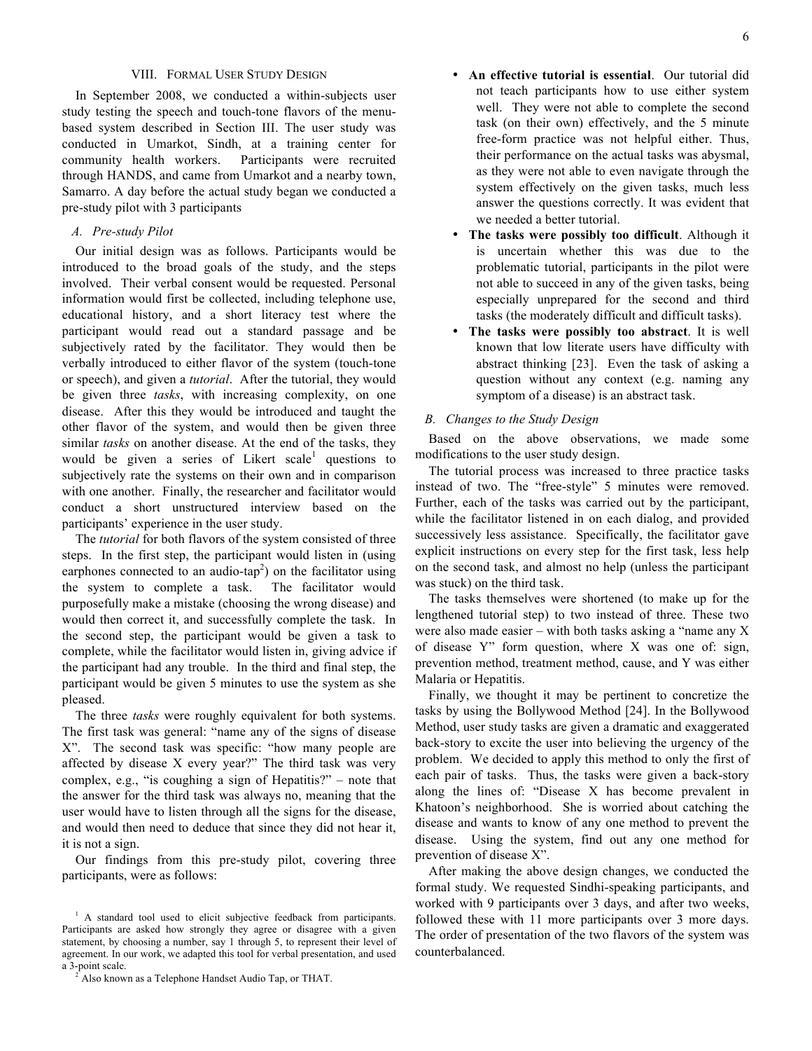## VIII. Formal User Study Design

In September 2008, we conducted a within-subjects user study testing the speech and touch-tone flavors of the menu-based system described in Section III. The user study was conducted in Umarkot, Sindh, at a training center for community health workers. Participants were recruited through HANDS, and came from Umarkot and a nearby town, Samarro. A day before the actual study began we conducted a pre-study pilot with 3 participants

### A. Pre-study Pilot

Our initial design was as follows. Participants would be introduced to the broad goals of the study, and the steps involved. Their verbal consent would be requested. Personal information would first be collected, including telephone use, educational history, and a short literacy test where the participant would read out a standard passage and be subjectively rated by the facilitator. They would then be verbally introduced to either flavor of the system (touch-tone or speech), and given a *tutorial*. After the tutorial, they would be given three *tasks*, with increasing complexity, on one disease. After this they would be introduced and taught the other flavor of the system, and would then be given three similar *tasks* on another disease. At the end of the tasks, they would be given a series of Likert scale[1] questions to subjectively rate the systems on their own and in comparison with one another. Finally, the researcher and facilitator would conduct a short unstructured interview based on the participants' experience in the user study.

The *tutorial* for both flavors of the system consisted of three steps. In the first step, the participant would listen in (using earphones connected to an audio-tap[2]) on the facilitator using the system to complete a task. The facilitator would purposefully make a mistake (choosing the wrong disease) and would then correct it, and successfully complete the task. In the second step, the participant would be given a task to complete, while the facilitator would listen in, giving advice if the participant had any trouble. In the third and final step, the participant would be given 5 minutes to use the system as she pleased.

The three *tasks* were roughly equivalent for both systems. The first task was general: "name any of the signs of disease X". The second task was specific: "how many people are affected by disease X every year?" The third task was very complex, e.g., "is coughing a sign of Hepatitis?" – note that the answer for the third task was always no, meaning that the user would have to listen through all the signs for the disease, and would then need to deduce that since they did not hear it, it is not a sign.

Our findings from this pre-study pilot, covering three participants, were as follows:

- **An effective tutorial is essential**. Our tutorial did not teach participants how to use either system well. They were not able to complete the second task (on their own) effectively, and the 5 minute free-form practice was not helpful either. Thus, their performance on the actual tasks was abysmal, as they were not able to even navigate through the system effectively on the given tasks, much less answer the questions correctly. It was evident that we needed a better tutorial.
- **The tasks were possibly too difficult**. Although it is uncertain whether this was due to the problematic tutorial, participants in the pilot were not able to succeed in any of the given tasks, being especially unprepared for the second and third tasks (the moderately difficult and difficult tasks).
- **The tasks were possibly too abstract**. It is well known that low literate users have difficulty with abstract thinking [23]. Even the task of asking a question without any context (e.g. naming any symptom of a disease) is an abstract task.

### B. Changes to the Study Design

Based on the above observations, we made some modifications to the user study design.

The tutorial process was increased to three practice tasks instead of two. The "free-style" 5 minutes were removed. Further, each of the tasks was carried out by the participant, while the facilitator listened in on each dialog, and provided successively less assistance. Specifically, the facilitator gave explicit instructions on every step for the first task, less help on the second task, and almost no help (unless the participant was stuck) on the third task.

The tasks themselves were shortened (to make up for the lengthened tutorial step) to two instead of three. These two were also made easier – with both tasks asking a "name any X of disease Y" form question, where X was one of: sign, prevention method, treatment method, cause, and Y was either Malaria or Hepatitis.

Finally, we thought it may be pertinent to concretize the tasks by using the Bollywood Method [24]. In the Bollywood Method, user study tasks are given a dramatic and exaggerated back-story to excite the user into believing the urgency of the problem. We decided to apply this method to only the first of each pair of tasks. Thus, the tasks were given a back-story along the lines of: "Disease X has become prevalent in Khatoon's neighborhood. She is worried about catching the disease and wants to know of any one method to prevent the disease. Using the system, find out any one method for prevention of disease X".

After making the above design changes, we conducted the formal study. We requested Sindhi-speaking participants, and worked with 9 participants over 3 days, and after two weeks, followed these with 11 more participants over 3 more days. The order of presentation of the two flavors of the system was counterbalanced.

---

[1] A standard tool used to elicit subjective feedback from participants. Participants are asked how strongly they agree or disagree with a given statement, by choosing a number, say 1 through 5, to represent their level of agreement. In our work, we adapted this tool for verbal presentation, and used a 3-point scale.

[2] Also known as a Telephone Handset Audio Tap, or THAT.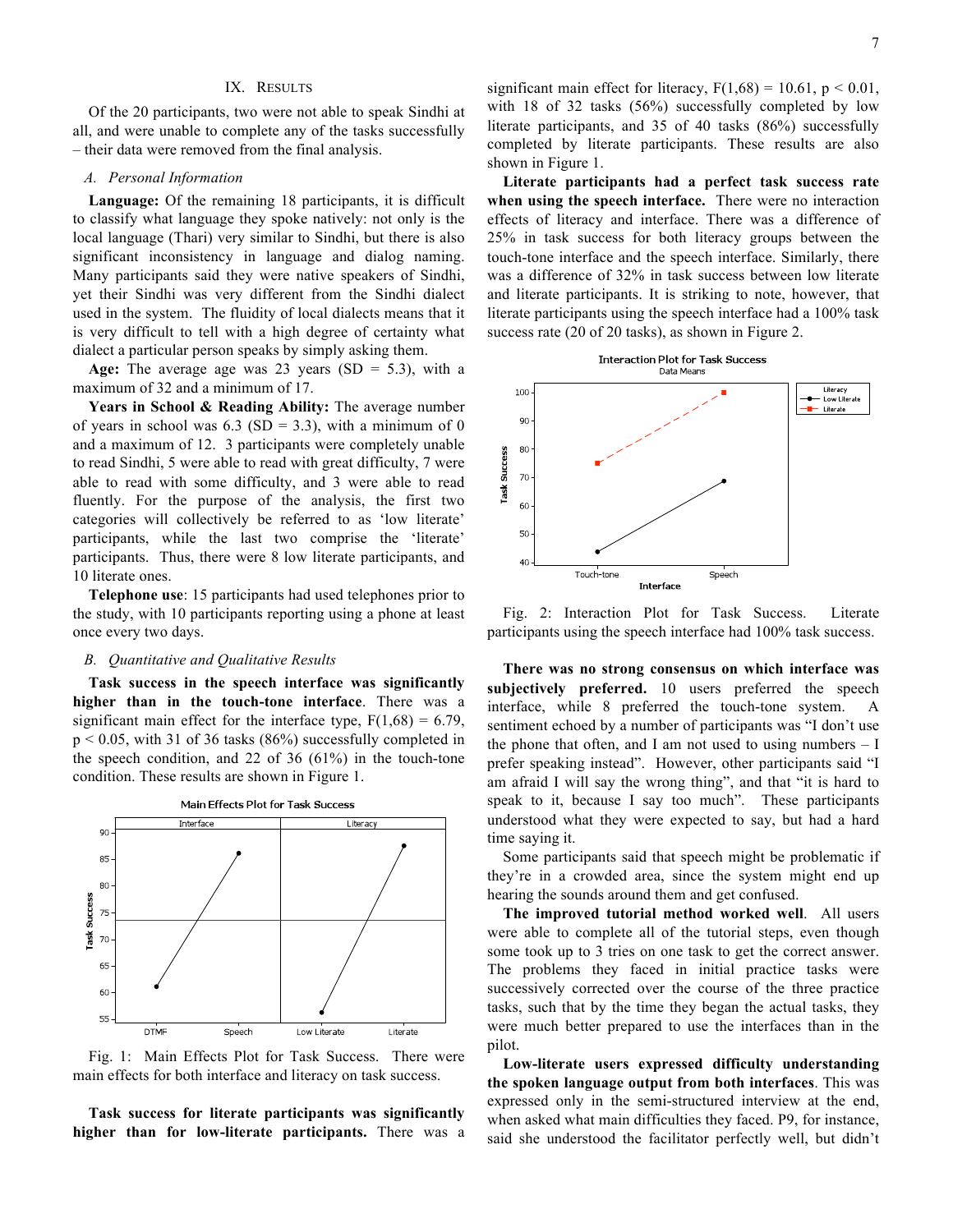## IX. Results

Of the 20 participants, two were not able to speak Sindhi at all, and were unable to complete any of the tasks successfully – their data were removed from the final analysis.

### A. Personal Information

**Language:** Of the remaining 18 participants, it is difficult to classify what language they spoke natively: not only is the local language (Thari) very similar to Sindhi, but there is also significant inconsistency in language and dialog naming. Many participants said they were native speakers of Sindhi, yet their Sindhi was very different from the Sindhi dialect used in the system. The fluidity of local dialects means that it is very difficult to tell with a high degree of certainty what dialect a particular person speaks by simply asking them.

**Age:** The average age was 23 years (SD = 5.3), with a maximum of 32 and a minimum of 17.

**Years in School & Reading Ability:** The average number of years in school was 6.3 (SD = 3.3), with a minimum of 0 and a maximum of 12. 3 participants were completely unable to read Sindhi, 5 were able to read with great difficulty, 7 were able to read with some difficulty, and 3 were able to read fluently. For the purpose of the analysis, the first two categories will collectively be referred to as 'low literate' participants, while the last two comprise the 'literate' participants. Thus, there were 8 low literate participants, and 10 literate ones.

**Telephone use**: 15 participants had used telephones prior to the study, with 10 participants reporting using a phone at least once every two days.

### B. Quantitative and Qualitative Results

**Task success in the speech interface was significantly higher than in the touch-tone interface**. There was a significant main effect for the interface type, $F(1,68) = 6.79$, $p < 0.05$, with 31 of 36 tasks (86%) successfully completed in the speech condition, and 22 of 36 (61%) in the touch-tone condition. These results are shown in Figure 1.

Fig. 1: Main Effects Plot for Task Success. There were main effects for both interface and literacy on task success.

**Task success for literate participants was significantly higher than for low-literate participants.** There was a significant main effect for literacy, $F(1,68) = 10.61$, $p < 0.01$, with 18 of 32 tasks (56%) successfully completed by low literate participants, and 35 of 40 tasks (86%) successfully completed by literate participants. These results are also shown in Figure 1.

**Literate participants had a perfect task success rate when using the speech interface.** There were no interaction effects of literacy and interface. There was a difference of 25% in task success for both literacy groups between the touch-tone interface and the speech interface. Similarly, there was a difference of 32% in task success between low literate and literate participants. It is striking to note, however, that literate participants using the speech interface had a 100% task success rate (20 of 20 tasks), as shown in Figure 2.

Fig. 2: Interaction Plot for Task Success. Literate participants using the speech interface had 100% task success.

**There was no strong consensus on which interface was subjectively preferred.** 10 users preferred the speech interface, while 8 preferred the touch-tone system. A sentiment echoed by a number of participants was "I don't use the phone that often, and I am not used to using numbers – I prefer speaking instead". However, other participants said "I am afraid I will say the wrong thing", and that "it is hard to speak to it, because I say too much". These participants understood what they were expected to say, but had a hard time saying it.

Some participants said that speech might be problematic if they're in a crowded area, since the system might end up hearing the sounds around them and get confused.

**The improved tutorial method worked well**. All users were able to complete all of the tutorial steps, even though some took up to 3 tries on one task to get the correct answer. The problems they faced in initial practice tasks were successively corrected over the course of the three practice tasks, such that by the time they began the actual tasks, they were much better prepared to use the interfaces than in the pilot.

**Low-literate users expressed difficulty understanding the spoken language output from both interfaces**. This was expressed only in the semi-structured interview at the end, when asked what main difficulties they faced. P9, for instance, said she understood the facilitator perfectly well, but didn't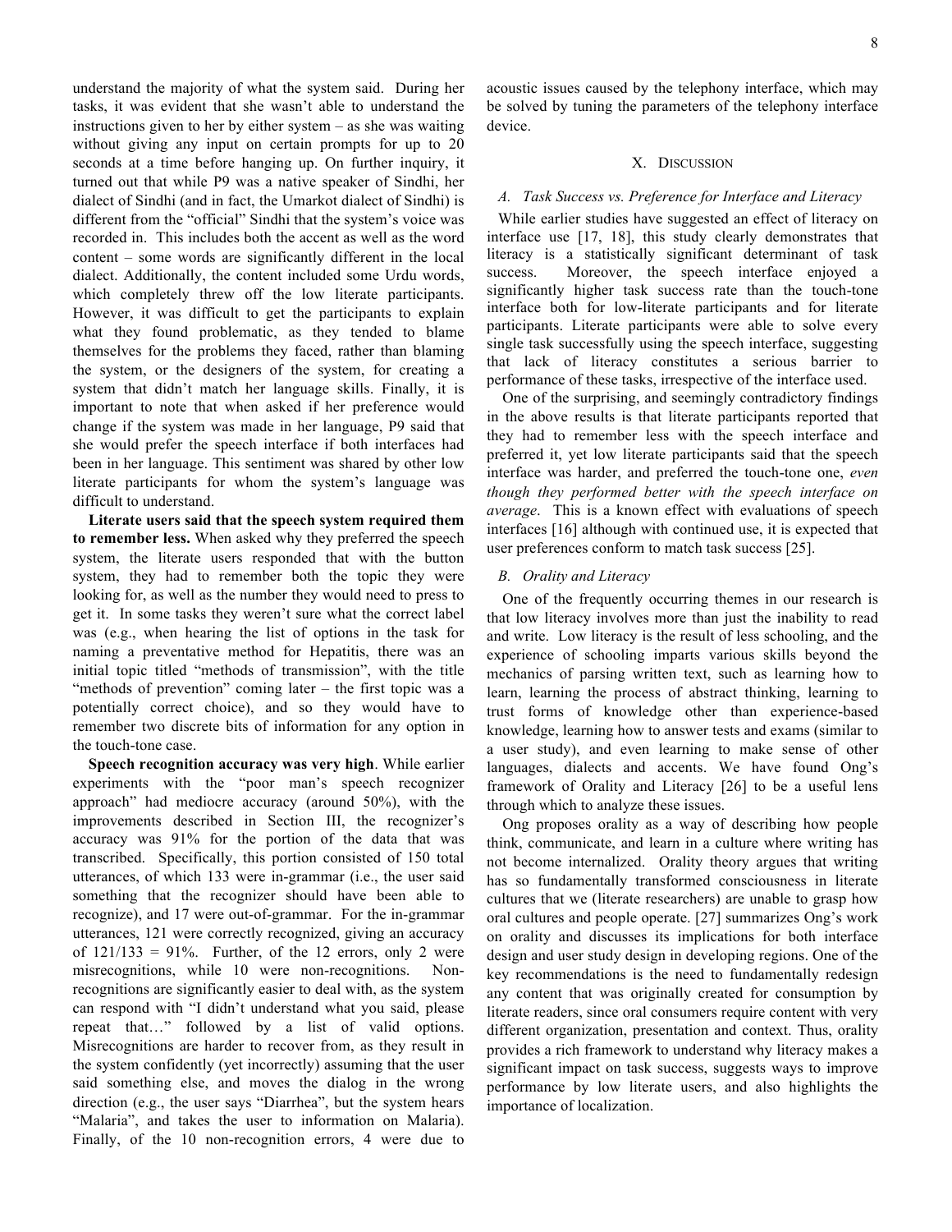understand the majority of what the system said. During her tasks, it was evident that she wasn't able to understand the instructions given to her by either system – as she was waiting without giving any input on certain prompts for up to 20 seconds at a time before hanging up. On further inquiry, it turned out that while P9 was a native speaker of Sindhi, her dialect of Sindhi (and in fact, the Umarkot dialect of Sindhi) is different from the "official" Sindhi that the system's voice was recorded in. This includes both the accent as well as the word content – some words are significantly different in the local dialect. Additionally, the content included some Urdu words, which completely threw off the low literate participants. However, it was difficult to get the participants to explain what they found problematic, as they tended to blame themselves for the problems they faced, rather than blaming the system, or the designers of the system, for creating a system that didn't match her language skills. Finally, it is important to note that when asked if her preference would change if the system was made in her language, P9 said that she would prefer the speech interface if both interfaces had been in her language. This sentiment was shared by other low literate participants for whom the system's language was difficult to understand.

**Literate users said that the speech system required them to remember less.** When asked why they preferred the speech system, the literate users responded that with the button system, they had to remember both the topic they were looking for, as well as the number they would need to press to get it. In some tasks they weren't sure what the correct label was (e.g., when hearing the list of options in the task for naming a preventative method for Hepatitis, there was an initial topic titled "methods of transmission", with the title "methods of prevention" coming later – the first topic was a potentially correct choice), and so they would have to remember two discrete bits of information for any option in the touch-tone case.

**Speech recognition accuracy was very high**. While earlier experiments with the "poor man's speech recognizer approach" had mediocre accuracy (around 50%), with the improvements described in Section III, the recognizer's accuracy was 91% for the portion of the data that was transcribed. Specifically, this portion consisted of 150 total utterances, of which 133 were in-grammar (i.e., the user said something that the recognizer should have been able to recognize), and 17 were out-of-grammar. For the in-grammar utterances, 121 were correctly recognized, giving an accuracy of $121/133 = 91\%$. Further, of the 12 errors, only 2 were misrecognitions, while 10 were non-recognitions. Non-recognitions are significantly easier to deal with, as the system can respond with "I didn't understand what you said, please repeat that…" followed by a list of valid options. Misrecognitions are harder to recover from, as they result in the system confidently (yet incorrectly) assuming that the user said something else, and moves the dialog in the wrong direction (e.g., the user says "Diarrhea", but the system hears "Malaria", and takes the user to information on Malaria). Finally, of the 10 non-recognition errors, 4 were due to acoustic issues caused by the telephony interface, which may be solved by tuning the parameters of the telephony interface device.

## X. Discussion

### A. Task Success vs. Preference for Interface and Literacy

While earlier studies have suggested an effect of literacy on interface use [17, 18], this study clearly demonstrates that literacy is a statistically significant determinant of task success. Moreover, the speech interface enjoyed a significantly higher task success rate than the touch-tone interface both for low-literate participants and for literate participants. Literate participants were able to solve every single task successfully using the speech interface, suggesting that lack of literacy constitutes a serious barrier to performance of these tasks, irrespective of the interface used.

One of the surprising, and seemingly contradictory findings in the above results is that literate participants reported that they had to remember less with the speech interface and preferred it, yet low literate participants said that the speech interface was harder, and preferred the touch-tone one, *even though they performed better with the speech interface on average*. This is a known effect with evaluations of speech interfaces [16] although with continued use, it is expected that user preferences conform to match task success [25].

### B. Orality and Literacy

One of the frequently occurring themes in our research is that low literacy involves more than just the inability to read and write. Low literacy is the result of less schooling, and the experience of schooling imparts various skills beyond the mechanics of parsing written text, such as learning how to learn, learning the process of abstract thinking, learning to trust forms of knowledge other than experience-based knowledge, learning how to answer tests and exams (similar to a user study), and even learning to make sense of other languages, dialects and accents. We have found Ong's framework of Orality and Literacy [26] to be a useful lens through which to analyze these issues.

Ong proposes orality as a way of describing how people think, communicate, and learn in a culture where writing has not become internalized. Orality theory argues that writing has so fundamentally transformed consciousness in literate cultures that we (literate researchers) are unable to grasp how oral cultures and people operate. [27] summarizes Ong's work on orality and discusses its implications for both interface design and user study design in developing regions. One of the key recommendations is the need to fundamentally redesign any content that was originally created for consumption by literate readers, since oral consumers require content with very different organization, presentation and context. Thus, orality provides a rich framework to understand why literacy makes a significant impact on task success, suggests ways to improve performance by low literate users, and also highlights the importance of localization.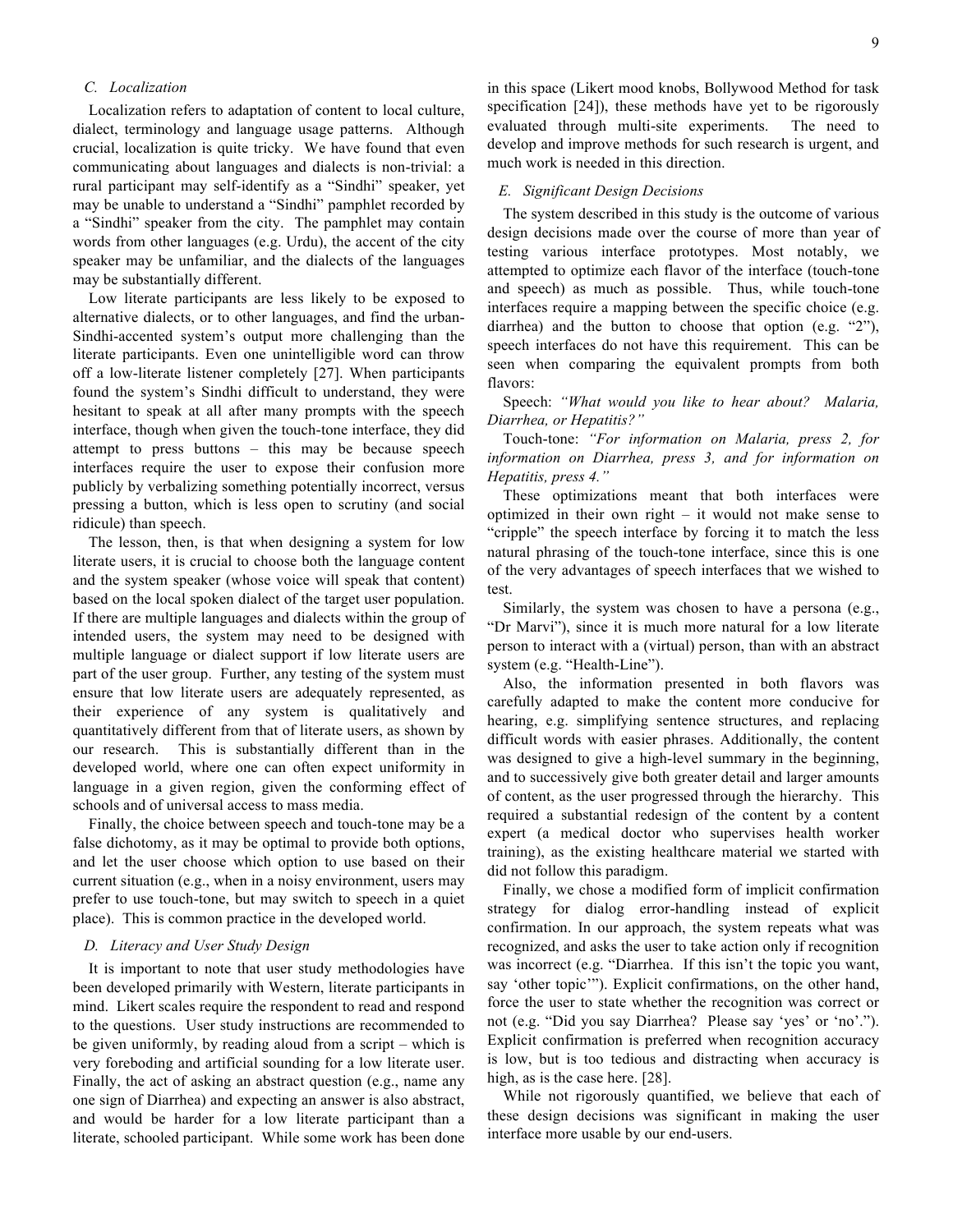### C. Localization

Localization refers to adaptation of content to local culture, dialect, terminology and language usage patterns. Although crucial, localization is quite tricky. We have found that even communicating about languages and dialects is non-trivial: a rural participant may self-identify as a "Sindhi" speaker, yet may be unable to understand a "Sindhi" pamphlet recorded by a "Sindhi" speaker from the city. The pamphlet may contain words from other languages (e.g. Urdu), the accent of the city speaker may be unfamiliar, and the dialects of the languages may be substantially different.

Low literate participants are less likely to be exposed to alternative dialects, or to other languages, and find the urban-Sindhi-accented system's output more challenging than the literate participants. Even one unintelligible word can throw off a low-literate listener completely [27]. When participants found the system's Sindhi difficult to understand, they were hesitant to speak at all after many prompts with the speech interface, though when given the touch-tone interface, they did attempt to press buttons – this may be because speech interfaces require the user to expose their confusion more publicly by verbalizing something potentially incorrect, versus pressing a button, which is less open to scrutiny (and social ridicule) than speech.

The lesson, then, is that when designing a system for low literate users, it is crucial to choose both the language content and the system speaker (whose voice will speak that content) based on the local spoken dialect of the target user population. If there are multiple languages and dialects within the group of intended users, the system may need to be designed with multiple language or dialect support if low literate users are part of the user group. Further, any testing of the system must ensure that low literate users are adequately represented, as their experience of any system is qualitatively and quantitatively different from that of literate users, as shown by our research. This is substantially different than in the developed world, where one can often expect uniformity in language in a given region, given the conforming effect of schools and of universal access to mass media.

Finally, the choice between speech and touch-tone may be a false dichotomy, as it may be optimal to provide both options, and let the user choose which option to use based on their current situation (e.g., when in a noisy environment, users may prefer to use touch-tone, but may switch to speech in a quiet place). This is common practice in the developed world.

### D. Literacy and User Study Design

It is important to note that user study methodologies have been developed primarily with Western, literate participants in mind. Likert scales require the respondent to read and respond to the questions. User study instructions are recommended to be given uniformly, by reading aloud from a script – which is very foreboding and artificial sounding for a low literate user. Finally, the act of asking an abstract question (e.g., name any one sign of Diarrhea) and expecting an answer is also abstract, and would be harder for a low literate participant than a literate, schooled participant. While some work has been done in this space (Likert mood knobs, Bollywood Method for task specification [24]), these methods have yet to be rigorously evaluated through multi-site experiments. The need to develop and improve methods for such research is urgent, and much work is needed in this direction.

### E. Significant Design Decisions

The system described in this study is the outcome of various design decisions made over the course of more than year of testing various interface prototypes. Most notably, we attempted to optimize each flavor of the interface (touch-tone and speech) as much as possible. Thus, while touch-tone interfaces require a mapping between the specific choice (e.g. diarrhea) and the button to choose that option (e.g. "2"), speech interfaces do not have this requirement. This can be seen when comparing the equivalent prompts from both flavors:

Speech: *"What would you like to hear about? Malaria, Diarrhea, or Hepatitis?"*

Touch-tone: *"For information on Malaria, press 2, for information on Diarrhea, press 3, and for information on Hepatitis, press 4."*

These optimizations meant that both interfaces were optimized in their own right – it would not make sense to "cripple" the speech interface by forcing it to match the less natural phrasing of the touch-tone interface, since this is one of the very advantages of speech interfaces that we wished to test.

Similarly, the system was chosen to have a persona (e.g., "Dr Marvi"), since it is much more natural for a low literate person to interact with a (virtual) person, than with an abstract system (e.g. "Health-Line").

Also, the information presented in both flavors was carefully adapted to make the content more conducive for hearing, e.g. simplifying sentence structures, and replacing difficult words with easier phrases. Additionally, the content was designed to give a high-level summary in the beginning, and to successively give both greater detail and larger amounts of content, as the user progressed through the hierarchy. This required a substantial redesign of the content by a content expert (a medical doctor who supervises health worker training), as the existing healthcare material we started with did not follow this paradigm.

Finally, we chose a modified form of implicit confirmation strategy for dialog error-handling instead of explicit confirmation. In our approach, the system repeats what was recognized, and asks the user to take action only if recognition was incorrect (e.g. "Diarrhea. If this isn't the topic you want, say 'other topic'"). Explicit confirmations, on the other hand, force the user to state whether the recognition was correct or not (e.g. "Did you say Diarrhea? Please say 'yes' or 'no'."). Explicit confirmation is preferred when recognition accuracy is low, but is too tedious and distracting when accuracy is high, as is the case here. [28].

While not rigorously quantified, we believe that each of these design decisions was significant in making the user interface more usable by our end-users.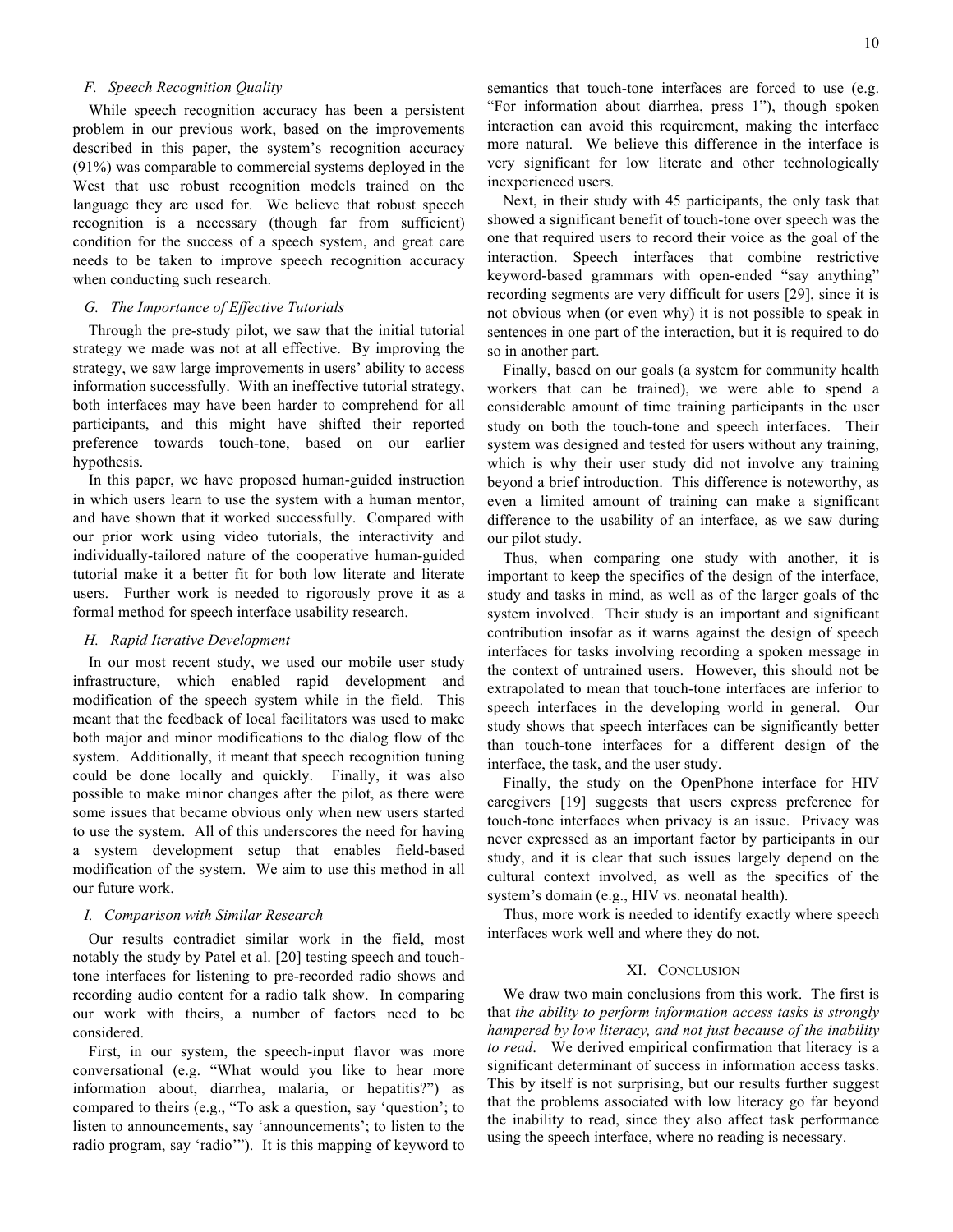### F. Speech Recognition Quality

While speech recognition accuracy has been a persistent problem in our previous work, based on the improvements described in this paper, the system's recognition accuracy (91%) was comparable to commercial systems deployed in the West that use robust recognition models trained on the language they are used for. We believe that robust speech recognition is a necessary (though far from sufficient) condition for the success of a speech system, and great care needs to be taken to improve speech recognition accuracy when conducting such research.

### G. The Importance of Effective Tutorials

Through the pre-study pilot, we saw that the initial tutorial strategy we made was not at all effective. By improving the strategy, we saw large improvements in users' ability to access information successfully. With an ineffective tutorial strategy, both interfaces may have been harder to comprehend for all participants, and this might have shifted their reported preference towards touch-tone, based on our earlier hypothesis.

In this paper, we have proposed human-guided instruction in which users learn to use the system with a human mentor, and have shown that it worked successfully. Compared with our prior work using video tutorials, the interactivity and individually-tailored nature of the cooperative human-guided tutorial make it a better fit for both low literate and literate users. Further work is needed to rigorously prove it as a formal method for speech interface usability research.

### H. Rapid Iterative Development

In our most recent study, we used our mobile user study infrastructure, which enabled rapid development and modification of the speech system while in the field. This meant that the feedback of local facilitators was used to make both major and minor modifications to the dialog flow of the system. Additionally, it meant that speech recognition tuning could be done locally and quickly. Finally, it was also possible to make minor changes after the pilot, as there were some issues that became obvious only when new users started to use the system. All of this underscores the need for having a system development setup that enables field-based modification of the system. We aim to use this method in all our future work.

### I. Comparison with Similar Research

Our results contradict similar work in the field, most notably the study by Patel et al. [20] testing speech and touch-tone interfaces for listening to pre-recorded radio shows and recording audio content for a radio talk show. In comparing our work with theirs, a number of factors need to be considered.

First, in our system, the speech-input flavor was more conversational (e.g. "What would you like to hear more information about, diarrhea, malaria, or hepatitis?") as compared to theirs (e.g., "To ask a question, say 'question'; to listen to announcements, say 'announcements'; to listen to the radio program, say 'radio'"). It is this mapping of keyword to semantics that touch-tone interfaces are forced to use (e.g. "For information about diarrhea, press 1"), though spoken interaction can avoid this requirement, making the interface more natural. We believe this difference in the interface is very significant for low literate and other technologically inexperienced users.

Next, in their study with 45 participants, the only task that showed a significant benefit of touch-tone over speech was the one that required users to record their voice as the goal of the interaction. Speech interfaces that combine restrictive keyword-based grammars with open-ended "say anything" recording segments are very difficult for users [29], since it is not obvious when (or even why) it is not possible to speak in sentences in one part of the interaction, but it is required to do so in another part.

Finally, based on our goals (a system for community health workers that can be trained), we were able to spend a considerable amount of time training participants in the user study on both the touch-tone and speech interfaces. Their system was designed and tested for users without any training, which is why their user study did not involve any training beyond a brief introduction. This difference is noteworthy, as even a limited amount of training can make a significant difference to the usability of an interface, as we saw during our pilot study.

Thus, when comparing one study with another, it is important to keep the specifics of the design of the interface, study and tasks in mind, as well as of the larger goals of the system involved. Their study is an important and significant contribution insofar as it warns against the design of speech interfaces for tasks involving recording a spoken message in the context of untrained users. However, this should not be extrapolated to mean that touch-tone interfaces are inferior to speech interfaces in the developing world in general. Our study shows that speech interfaces can be significantly better than touch-tone interfaces for a different design of the interface, the task, and the user study.

Finally, the study on the OpenPhone interface for HIV caregivers [19] suggests that users express preference for touch-tone interfaces when privacy is an issue. Privacy was never expressed as an important factor by participants in our study, and it is clear that such issues largely depend on the cultural context involved, as well as the specifics of the system's domain (e.g., HIV vs. neonatal health).

Thus, more work is needed to identify exactly where speech interfaces work well and where they do not.

## XI. Conclusion

We draw two main conclusions from this work. The first is that *the ability to perform information access tasks is strongly hampered by low literacy, and not just because of the inability to read*. We derived empirical confirmation that literacy is a significant determinant of success in information access tasks. This by itself is not surprising, but our results further suggest that the problems associated with low literacy go far beyond the inability to read, since they also affect task performance using the speech interface, where no reading is necessary.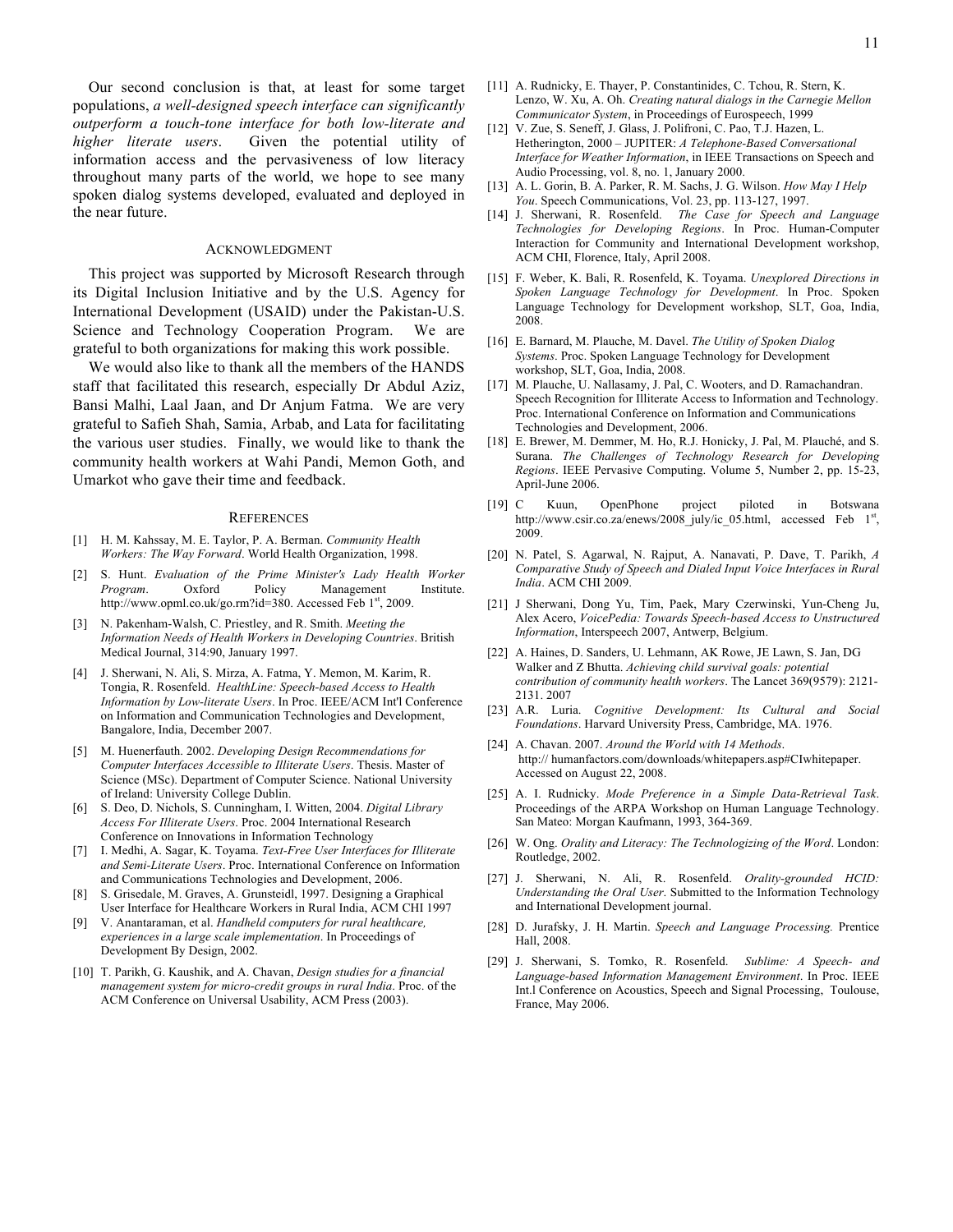Our second conclusion is that, at least for some target populations, *a well-designed speech interface can significantly outperform a touch-tone interface for both low-literate and higher literate users*. Given the potential utility of information access and the pervasiveness of low literacy throughout many parts of the world, we hope to see many spoken dialog systems developed, evaluated and deployed in the near future.

## Acknowledgment

This project was supported by Microsoft Research through its Digital Inclusion Initiative and by the U.S. Agency for International Development (USAID) under the Pakistan-U.S. Science and Technology Cooperation Program. We are grateful to both organizations for making this work possible.

We would also like to thank all the members of the HANDS staff that facilitated this research, especially Dr Abdul Aziz, Bansi Malhi, Laal Jaan, and Dr Anjum Fatma. We are very grateful to Safieh Shah, Samia, Arbab, and Lata for facilitating the various user studies. Finally, we would like to thank the community health workers at Wahi Pandi, Memon Goth, and Umarkot who gave their time and feedback.

## References

[1] H. M. Kahssay, M. E. Taylor, P. A. Berman. *Community Health Workers: The Way Forward*. World Health Organization, 1998.

[2] S. Hunt. *Evaluation of the Prime Minister's Lady Health Worker Program*. Oxford Policy Management Institute. http://www.opml.co.uk/go.rm?id=380. Accessed Feb 1st, 2009.

[3] N. Pakenham-Walsh, C. Priestley, and R. Smith. *Meeting the Information Needs of Health Workers in Developing Countries*. British Medical Journal, 314:90, January 1997.

[4] J. Sherwani, N. Ali, S. Mirza, A. Fatma, Y. Memon, M. Karim, R. Tongia, R. Rosenfeld. *HealthLine: Speech-based Access to Health Information by Low-literate Users*. In Proc. IEEE/ACM Int'l Conference on Information and Communication Technologies and Development, Bangalore, India, December 2007.

[5] M. Huenerfauth. 2002. *Developing Design Recommendations for Computer Interfaces Accessible to Illiterate Users*. Thesis. Master of Science (MSc). Department of Computer Science. National University of Ireland: University College Dublin.

[6] S. Deo, D. Nichols, S. Cunningham, I. Witten, 2004. *Digital Library Access For Illiterate Users*. Proc. 2004 International Research Conference on Innovations in Information Technology

[7] I. Medhi, A. Sagar, K. Toyama. *Text-Free User Interfaces for Illiterate and Semi-Literate Users*. Proc. International Conference on Information and Communications Technologies and Development, 2006.

[8] S. Grisedale, M. Graves, A. Grunsteidl, 1997. Designing a Graphical User Interface for Healthcare Workers in Rural India, ACM CHI 1997

[9] V. Anantaraman, et al. *Handheld computers for rural healthcare, experiences in a large scale implementation*. In Proceedings of Development By Design, 2002.

[10] T. Parikh, G. Kaushik, and A. Chavan, *Design studies for a financial management system for micro-credit groups in rural India*. Proc. of the ACM Conference on Universal Usability, ACM Press (2003).

[11] A. Rudnicky, E. Thayer, P. Constantinides, C. Tchou, R. Stern, K. Lenzo, W. Xu, A. Oh. *Creating natural dialogs in the Carnegie Mellon Communicator System*, in Proceedings of Eurospeech, 1999

[12] V. Zue, S. Seneff, J. Glass, J. Polifroni, C. Pao, T.J. Hazen, L. Hetherington, 2000 – JUPITER: *A Telephone-Based Conversational Interface for Weather Information*, in IEEE Transactions on Speech and Audio Processing, vol. 8, no. 1, January 2000.

[13] A. L. Gorin, B. A. Parker, R. M. Sachs, J. G. Wilson. *How May I Help You*. Speech Communications, Vol. 23, pp. 113-127, 1997.

[14] J. Sherwani, R. Rosenfeld. *The Case for Speech and Language Technologies for Developing Regions*. In Proc. Human-Computer Interaction for Community and International Development workshop, ACM CHI, Florence, Italy, April 2008.

[15] F. Weber, K. Bali, R. Rosenfeld, K. Toyama. *Unexplored Directions in Spoken Language Technology for Development*. In Proc. Spoken Language Technology for Development workshop, SLT, Goa, India, 2008.

[16] E. Barnard, M. Plauche, M. Davel. *The Utility of Spoken Dialog Systems*. Proc. Spoken Language Technology for Development workshop, SLT, Goa, India, 2008.

[17] M. Plauche, U. Nallasamy, J. Pal, C. Wooters, and D. Ramachandran. Speech Recognition for Illiterate Access to Information and Technology. Proc. International Conference on Information and Communications Technologies and Development, 2006.

[18] E. Brewer, M. Demmer, M. Ho, R.J. Honicky, J. Pal, M. Plauché, and S. Surana. *The Challenges of Technology Research for Developing Regions*. IEEE Pervasive Computing. Volume 5, Number 2, pp. 15-23, April-June 2006.

[19] C Kuun, OpenPhone project piloted in Botswana http://www.csir.co.za/enews/2008_july/ic_05.html, accessed Feb 1st, 2009.

[20] N. Patel, S. Agarwal, N. Rajput, A. Nanavati, P. Dave, T. Parikh, *A Comparative Study of Speech and Dialed Input Voice Interfaces in Rural India*. ACM CHI 2009.

[21] J Sherwani, Dong Yu, Tim, Paek, Mary Czerwinski, Yun-Cheng Ju, Alex Acero, *VoicePedia: Towards Speech-based Access to Unstructured Information*, Interspeech 2007, Antwerp, Belgium.

[22] A. Haines, D. Sanders, U. Lehmann, AK Rowe, JE Lawn, S. Jan, DG Walker and Z Bhutta. *Achieving child survival goals: potential contribution of community health workers*. The Lancet 369(9579): 2121-2131. 2007

[23] A.R. Luria. *Cognitive Development: Its Cultural and Social Foundations*. Harvard University Press, Cambridge, MA. 1976.

[24] A. Chavan. 2007. *Around the World with 14 Methods*. http:// humanfactors.com/downloads/whitepapers.asp#CIwhitepaper. Accessed on August 22, 2008.

[25] A. I. Rudnicky. *Mode Preference in a Simple Data-Retrieval Task*. Proceedings of the ARPA Workshop on Human Language Technology. San Mateo: Morgan Kaufmann, 1993, 364-369.

[26] W. Ong. *Orality and Literacy: The Technologizing of the Word*. London: Routledge, 2002.

[27] J. Sherwani, N. Ali, R. Rosenfeld. *Orality-grounded HCID: Understanding the Oral User*. Submitted to the Information Technology and International Development journal.

[28] D. Jurafsky, J. H. Martin. *Speech and Language Processing*. Prentice Hall, 2008.

[29] J. Sherwani, S. Tomko, R. Rosenfeld. *Sublime: A Speech- and Language-based Information Management Environment*. In Proc. IEEE Int.l Conference on Acoustics, Speech and Signal Processing, Toulouse, France, May 2006.